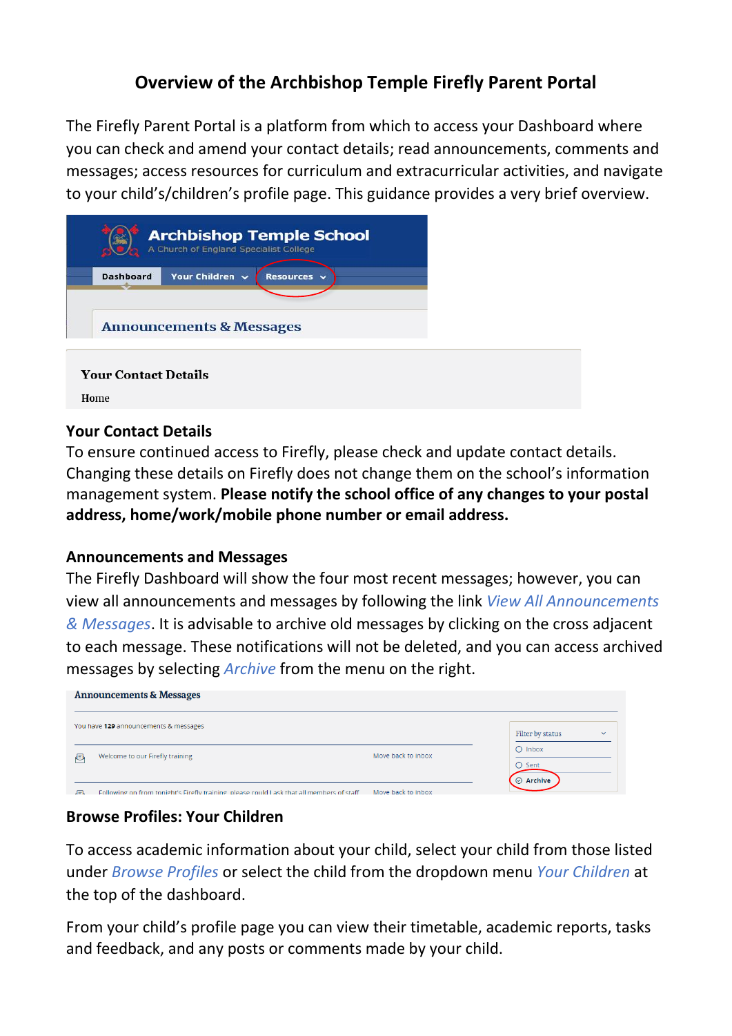# Overview of the Archbishop Temple Firefly Parent Portal

The Firefly Parent Portal is a platform from which to access your Dashboard where you can check and amend your contact details; read announcements, comments and messages; access resources for curriculum and extracurricular activities, and navigate to your child's/children's profile page. This guidance provides a very brief overview.

## Your Contact Details

To ensure continued access to Firefly, please check and update contact details. Changing these details on Firefly does not change them on the school's information management system. **Please notify the school office of any changes to your postal address, home/work/mobile phone number or email address.**

## Announcements and Messages

The Firefly Dashboard will show the four most recent messages; however, you can view all announcements and messages by following the link *View All Announcements & Messages*. It is advisable to archive old messages by clicking on the cross adjacent to each message. These notifications will not be deleted, and you can access archived messages by selecting *Archive* from the menu on the right.

## Browse Profiles: Your Children

To access academic information about your child, select your child from those listed under *Browse Profiles* or select the child from the dropdown menu *Your Children* at the top of the dashboard.

From your child's profile page you can view their timetable, academic reports, tasks and feedback, and any posts or comments made by your child.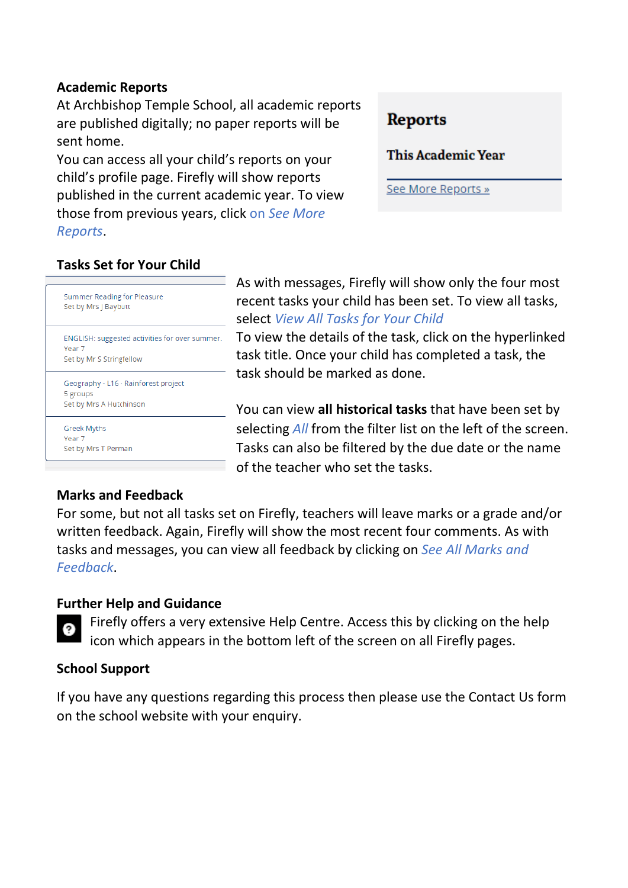**Academic Reports**

At Archbishop Temple School, all academic reports are published digitally; no paper reports will be sent home.

You can access all your child's reports on your child's profile page. Firefly will show reports published in the current academic year. To view those from previous years, click on *See More Reports*.

Reports

This Academic Year

See More Reports »

**Tasks Set for Your Child**

Summer Reading for Pleasure
Set by Mrs J Baybutt

ENGLISH: suggested activities for over summer.
Year 7
Set by Mr S Stringfellow

Geography - L16 - Rainforest project
5 groups
Set by Mrs A Hutchinson

Greek Myths
Year 7
Set by Mrs T Perman

As with messages, Firefly will show only the four most recent tasks your child has been set. To view all tasks, select *View All Tasks for Your Child*

To view the details of the task, click on the hyperlinked task title. Once your child has completed a task, the task should be marked as done.

You can view **all historical tasks** that have been set by selecting *All* from the filter list on the left of the screen. Tasks can also be filtered by the due date or the name of the teacher who set the tasks.

**Marks and Feedback**

For some, but not all tasks set on Firefly, teachers will leave marks or a grade and/or written feedback. Again, Firefly will show the most recent four comments. As with tasks and messages, you can view all feedback by clicking on *See All Marks and Feedback*.

**Further Help and Guidance**

Firefly offers a very extensive Help Centre. Access this by clicking on the help icon which appears in the bottom left of the screen on all Firefly pages.

**School Support**

If you have any questions regarding this process then please use the Contact Us form on the school website with your enquiry.